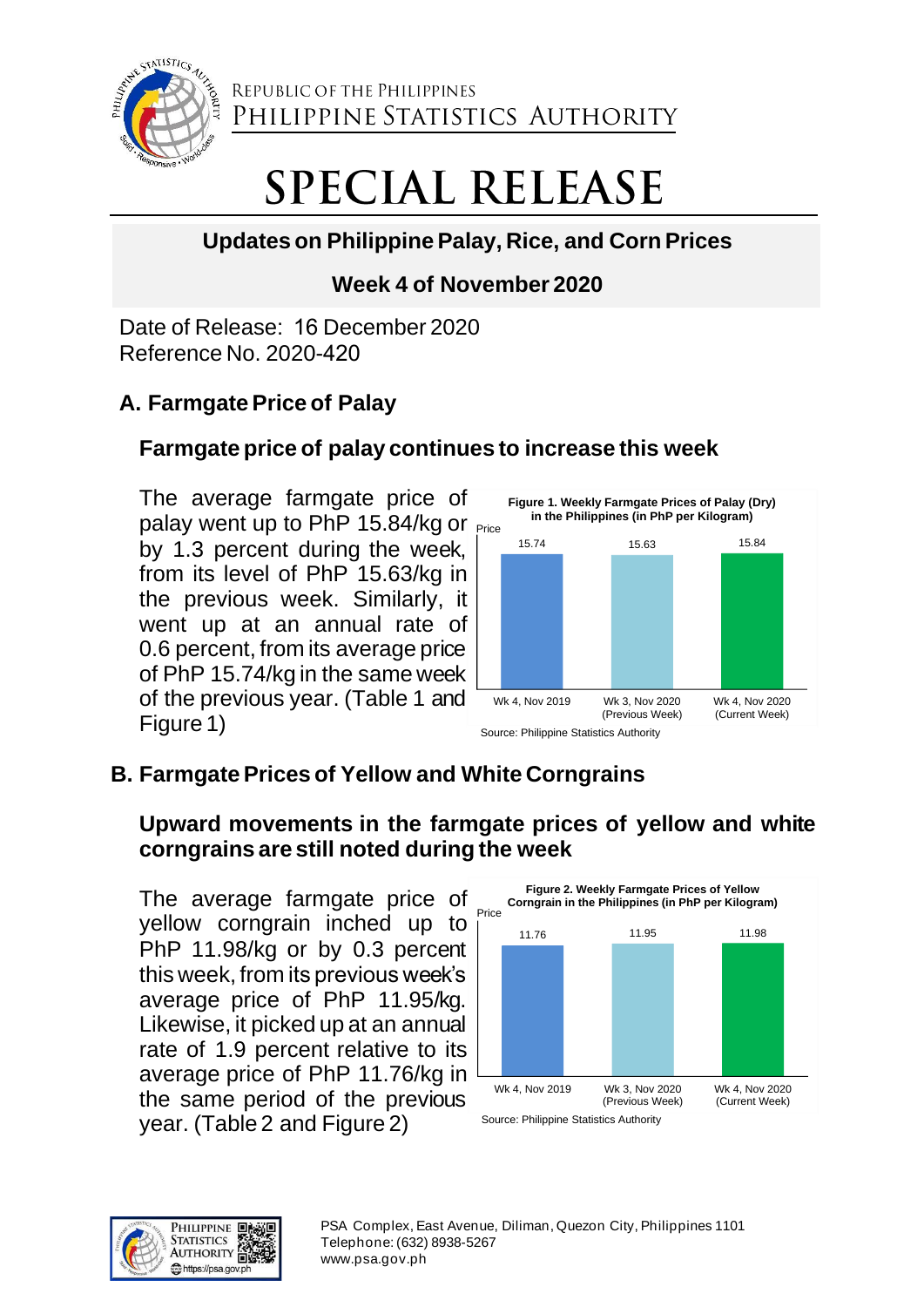REPUBLIC OF THE PHILIPPINES
PHILIPPINE STATISTICS AUTHORITY

# SPECIAL RELEASE

## Updates on Philippine Palay, Rice, and Corn Prices

## Week 4 of November 2020

Date of Release: 16 December 2020
Reference No. 2020-420

## A. Farmgate Price of Palay

### Farmgate price of palay continues to increase this week

The average farmgate price of palay went up to PhP 15.84/kg or by 1.3 percent during the week, from its level of PhP 15.63/kg in the previous week. Similarly, it went up at an annual rate of 0.6 percent, from its average price of PhP 15.74/kg in the same week of the previous year. (Table 1 and Figure 1)

**Figure 1. Weekly Farmgate Prices of Palay (Dry) in the Philippines (in PhP per Kilogram)**

| | Wk 4, Nov 2019 | Wk 3, Nov 2020 (Previous Week) | Wk 4, Nov 2020 (Current Week) |
|---|---|---|---|
| Price | 15.74 | 15.63 | 15.84 |

Source: Philippine Statistics Authority

## B. Farmgate Prices of Yellow and White Corngrains

### Upward movements in the farmgate prices of yellow and white corngrains are still noted during the week

The average farmgate price of yellow corngrain inched up to PhP 11.98/kg or by 0.3 percent this week, from its previous week's average price of PhP 11.95/kg. Likewise, it picked up at an annual rate of 1.9 percent relative to its average price of PhP 11.76/kg in the same period of the previous year. (Table 2 and Figure 2)

**Figure 2. Weekly Farmgate Prices of Yellow Corngrain in the Philippines (in PhP per Kilogram)**

| | Wk 4, Nov 2019 | Wk 3, Nov 2020 (Previous Week) | Wk 4, Nov 2020 (Current Week) |
|---|---|---|---|
| Price | 11.76 | 11.95 | 11.98 |

Source: Philippine Statistics Authority

PSA Complex, East Avenue, Diliman, Quezon City, Philippines 1101
Telephone: (632) 8938-5267
www.psa.gov.ph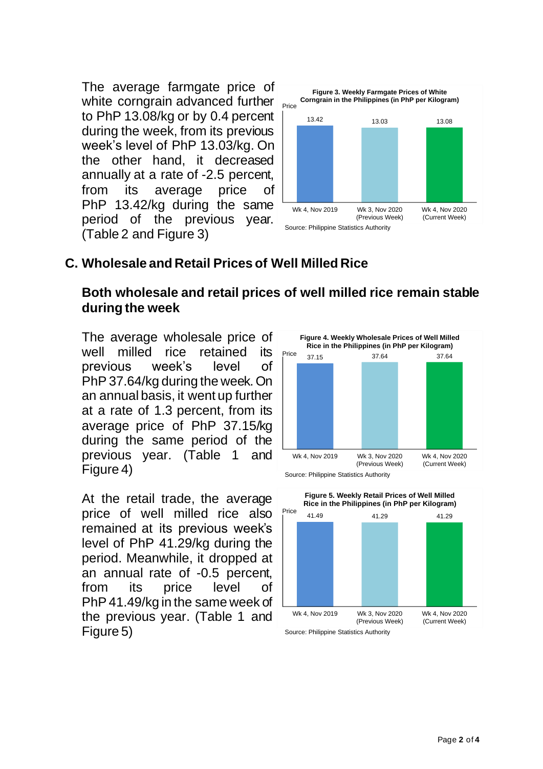The average farmgate price of white corngrain advanced further to PhP 13.08/kg or by 0.4 percent during the week, from its previous week's level of PhP 13.03/kg. On the other hand, it decreased annually at a rate of -2.5 percent, from its average price of PhP 13.42/kg during the same period of the previous year. (Table 2 and Figure 3)

**Figure 3. Weekly Farmgate Prices of White Corngrain in the Philippines (in PhP per Kilogram)**

| | Wk 4, Nov 2019 | Wk 3, Nov 2020 (Previous Week) | Wk 4, Nov 2020 (Current Week) |
|---|---|---|---|
| Price | 13.42 | 13.03 | 13.08 |

Source: Philippine Statistics Authority

## C. Wholesale and Retail Prices of Well Milled Rice

### Both wholesale and retail prices of well milled rice remain stable during the week

The average wholesale price of well milled rice retained its previous week's level of PhP 37.64/kg during the week. On an annual basis, it went up further at a rate of 1.3 percent, from its average price of PhP 37.15/kg during the same period of the previous year. (Table 1 and Figure 4)

**Figure 4. Weekly Wholesale Prices of Well Milled Rice in the Philippines (in PhP per Kilogram)**

| | Wk 4, Nov 2019 | Wk 3, Nov 2020 (Previous Week) | Wk 4, Nov 2020 (Current Week) |
|---|---|---|---|
| Price | 37.15 | 37.64 | 37.64 |

Source: Philippine Statistics Authority

At the retail trade, the average price of well milled rice also remained at its previous week's level of PhP 41.29/kg during the period. Meanwhile, it dropped at an annual rate of -0.5 percent, from its price level of PhP 41.49/kg in the same week of the previous year. (Table 1 and Figure 5)

**Figure 5. Weekly Retail Prices of Well Milled Rice in the Philippines (in PhP per Kilogram)**

| | Wk 4, Nov 2019 | Wk 3, Nov 2020 (Previous Week) | Wk 4, Nov 2020 (Current Week) |
|---|---|---|---|
| Price | 41.49 | 41.29 | 41.29 |

Source: Philippine Statistics Authority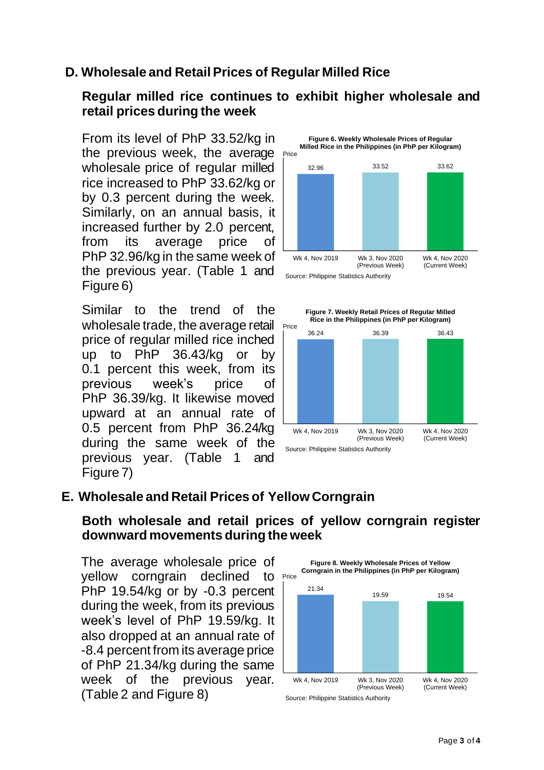## D. Wholesale and Retail Prices of Regular Milled Rice

### Regular milled rice continues to exhibit higher wholesale and retail prices during the week

From its level of PhP 33.52/kg in the previous week, the average wholesale price of regular milled rice increased to PhP 33.62/kg or by 0.3 percent during the week. Similarly, on an annual basis, it increased further by 2.0 percent, from its average price of PhP 32.96/kg in the same week of the previous year. (Table 1 and Figure 6)

**Figure 6. Weekly Wholesale Prices of Regular Milled Rice in the Philippines (in PhP per Kilogram)**

| | Wk 4, Nov 2019 | Wk 3, Nov 2020 (Previous Week) | Wk 4, Nov 2020 (Current Week) |
|---|---|---|---|
| Price | 32.96 | 33.52 | 33.62 |

Source: Philippine Statistics Authority

Similar to the trend of the wholesale trade, the average retail price of regular milled rice inched up to PhP 36.43/kg or by 0.1 percent this week, from its previous week's price of PhP 36.39/kg. It likewise moved upward at an annual rate of 0.5 percent from PhP 36.24/kg during the same week of the previous year. (Table 1 and Figure 7)

**Figure 7. Weekly Retail Prices of Regular Milled Rice in the Philippines (in PhP per Kilogram)**

| | Wk 4, Nov 2019 | Wk 3, Nov 2020 (Previous Week) | Wk 4, Nov 2020 (Current Week) |
|---|---|---|---|
| Price | 36.24 | 36.39 | 36.43 |

Source: Philippine Statistics Authority

## E. Wholesale and Retail Prices of Yellow Corngrain

### Both wholesale and retail prices of yellow corngrain register downward movements during the week

The average wholesale price of yellow corngrain declined to PhP 19.54/kg or by -0.3 percent during the week, from its previous week's level of PhP 19.59/kg. It also dropped at an annual rate of -8.4 percent from its average price of PhP 21.34/kg during the same week of the previous year. (Table 2 and Figure 8)

**Figure 8. Weekly Wholesale Prices of Yellow Corngrain in the Philippines (in PhP per Kilogram)**

| | Wk 4, Nov 2019 | Wk 3, Nov 2020 (Previous Week) | Wk 4, Nov 2020 (Current Week) |
|---|---|---|---|
| Price | 21.34 | 19.59 | 19.54 |

Source: Philippine Statistics Authority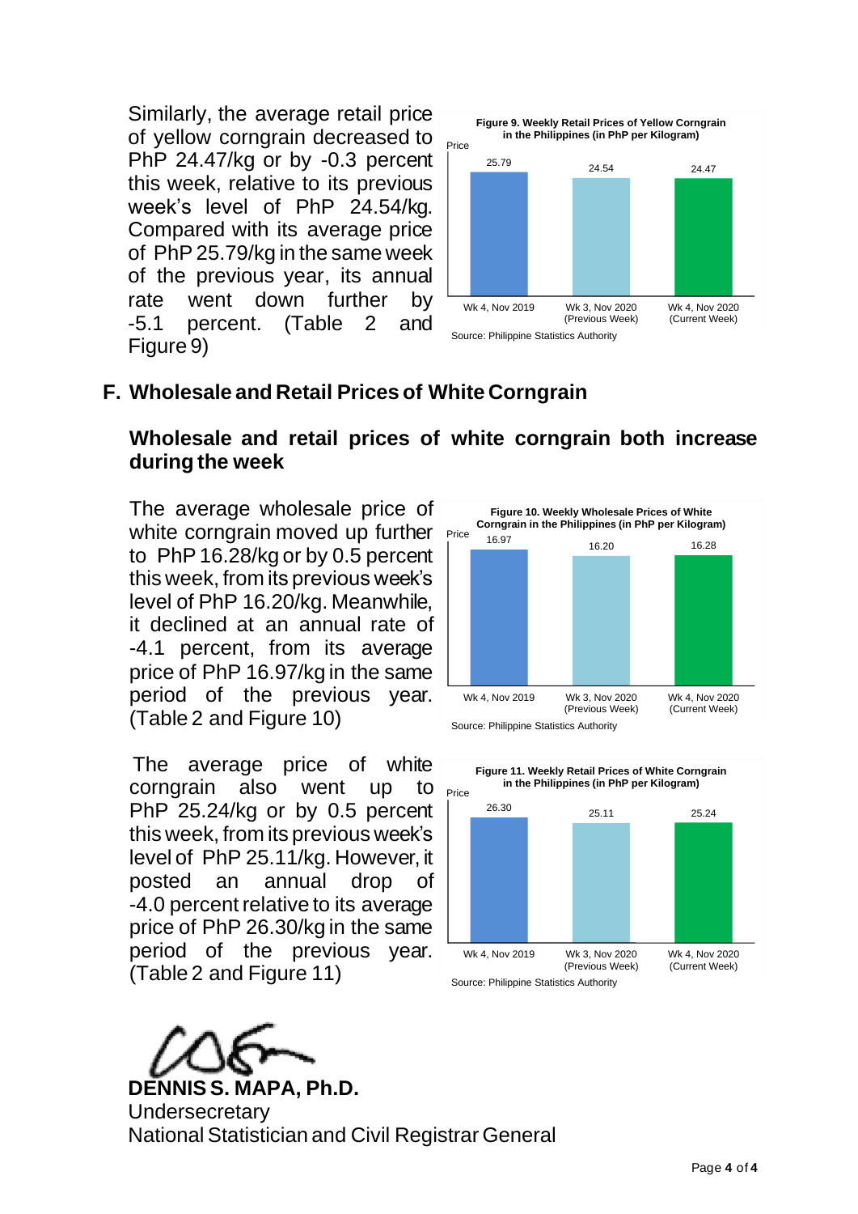Similarly, the average retail price of yellow corngrain decreased to PhP 24.47/kg or by -0.3 percent this week, relative to its previous week's level of PhP 24.54/kg. Compared with its average price of PhP 25.79/kg in the same week of the previous year, its annual rate went down further by -5.1 percent. (Table 2 and Figure 9)

**Figure 9. Weekly Retail Prices of Yellow Corngrain in the Philippines (in PhP per Kilogram)**

Price

25.79
24.54
24.47

Wk 4, Nov 2019
Wk 3, Nov 2020 (Previous Week)
Wk 4, Nov 2020 (Current Week)

Source: Philippine Statistics Authority

## F. Wholesale and Retail Prices of White Corngrain

### Wholesale and retail prices of white corngrain both increase during the week

The average wholesale price of white corngrain moved up further to PhP 16.28/kg or by 0.5 percent this week, from its previous week's level of PhP 16.20/kg. Meanwhile, it declined at an annual rate of -4.1 percent, from its average price of PhP 16.97/kg in the same period of the previous year. (Table 2 and Figure 10)

**Figure 10. Weekly Wholesale Prices of White Corngrain in the Philippines (in PhP per Kilogram)**

Price

16.97
16.20
16.28

Wk 4, Nov 2019
Wk 3, Nov 2020 (Previous Week)
Wk 4, Nov 2020 (Current Week)

Source: Philippine Statistics Authority

The average price of white corngrain also went up to PhP 25.24/kg or by 0.5 percent this week, from its previous week's level of PhP 25.11/kg. However, it posted an annual drop of -4.0 percent relative to its average price of PhP 26.30/kg in the same period of the previous year. (Table 2 and Figure 11)

**Figure 11. Weekly Retail Prices of White Corngrain in the Philippines (in PhP per Kilogram)**

Price

26.30
25.11
25.24

Wk 4, Nov 2019
Wk 3, Nov 2020 (Previous Week)
Wk 4, Nov 2020 (Current Week)

Source: Philippine Statistics Authority

**DENNIS S. MAPA, Ph.D.**
Undersecretary
National Statistician and Civil Registrar General